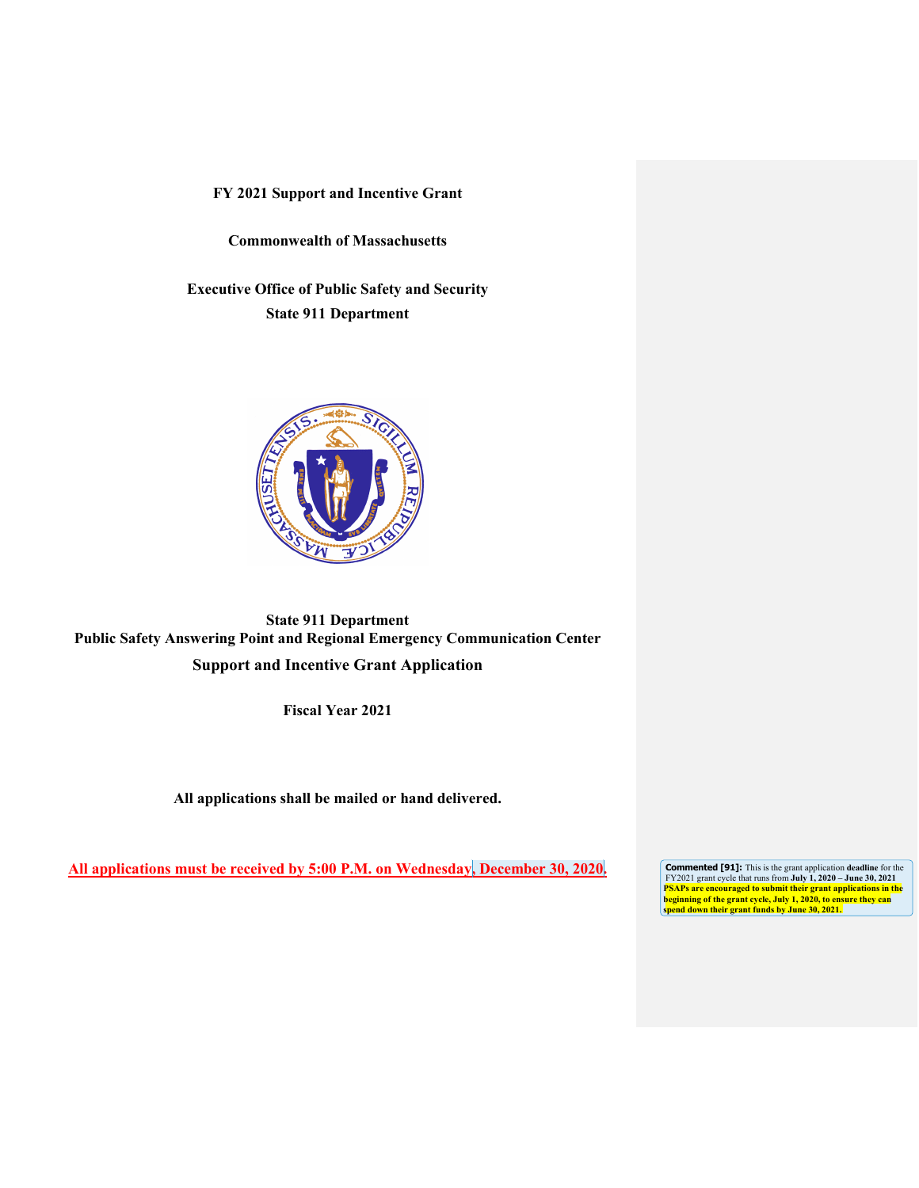**FY 2021 Support and Incentive Grant**

**Commonwealth of Massachusetts**

**Executive Office of Public Safety and Security**
**State 911 Department**

**State 911 Department**
**Public Safety Answering Point and Regional Emergency Communication Center**
**Support and Incentive Grant Application**

**Fiscal Year 2021**

**All applications shall be mailed or hand delivered.**

**All applications must be received by 5:00 P.M. on Wednesday, December 30, 2020.**

**Commented [91]:** This is the grant application **deadline** for the FY2021 grant cycle that runs from **July 1, 2020 – June 30, 2021** **PSAPs are encouraged to submit their grant applications in the beginning of the grant cycle, July 1, 2020, to ensure they can spend down their grant funds by June 30, 2021.**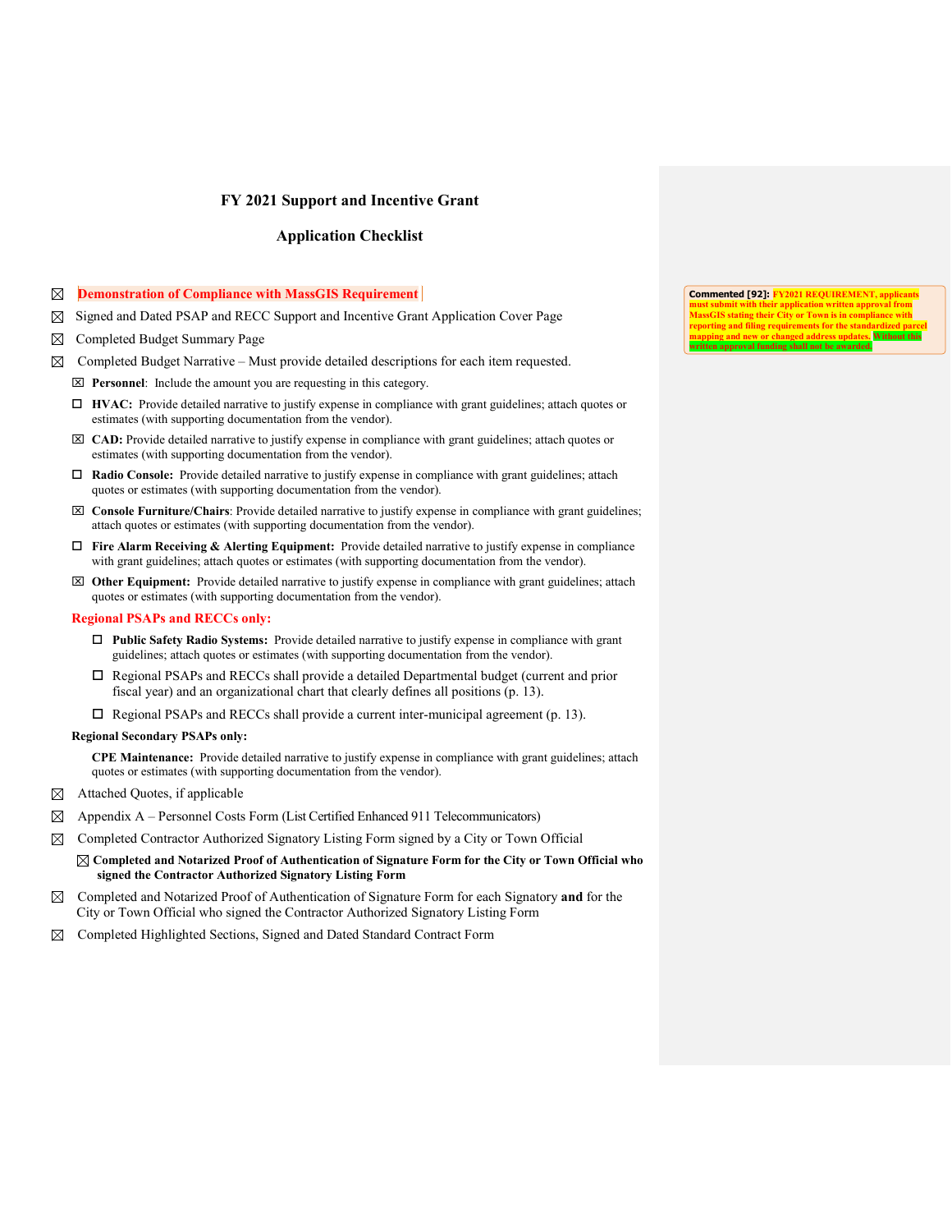## FY 2021 Support and Incentive Grant

## Application Checklist

- ☒ **Demonstration of Compliance with MassGIS Requirement**
- ☒ Signed and Dated PSAP and RECC Support and Incentive Grant Application Cover Page
- ☒ Completed Budget Summary Page
- ☒ Completed Budget Narrative – Must provide detailed descriptions for each item requested.
  - ☒ **Personnel**: Include the amount you are requesting in this category.
  - ☐ **HVAC:** Provide detailed narrative to justify expense in compliance with grant guidelines; attach quotes or estimates (with supporting documentation from the vendor).
  - ☒ **CAD:** Provide detailed narrative to justify expense in compliance with grant guidelines; attach quotes or estimates (with supporting documentation from the vendor).
  - ☐ **Radio Console:** Provide detailed narrative to justify expense in compliance with grant guidelines; attach quotes or estimates (with supporting documentation from the vendor).
  - ☒ **Console Furniture/Chairs**: Provide detailed narrative to justify expense in compliance with grant guidelines; attach quotes or estimates (with supporting documentation from the vendor).
  - ☐ **Fire Alarm Receiving & Alerting Equipment:** Provide detailed narrative to justify expense in compliance with grant guidelines; attach quotes or estimates (with supporting documentation from the vendor).
  - ☒ **Other Equipment:** Provide detailed narrative to justify expense in compliance with grant guidelines; attach quotes or estimates (with supporting documentation from the vendor).

**Regional PSAPs and RECCs only:**

- ☐ **Public Safety Radio Systems:** Provide detailed narrative to justify expense in compliance with grant guidelines; attach quotes or estimates (with supporting documentation from the vendor).
- ☐ Regional PSAPs and RECCs shall provide a detailed Departmental budget (current and prior fiscal year) and an organizational chart that clearly defines all positions (p. 13).
- ☐ Regional PSAPs and RECCs shall provide a current inter-municipal agreement (p. 13).

**Regional Secondary PSAPs only:**

**CPE Maintenance:** Provide detailed narrative to justify expense in compliance with grant guidelines; attach quotes or estimates (with supporting documentation from the vendor).

- ☒ Attached Quotes, if applicable
- ☒ Appendix A – Personnel Costs Form (List Certified Enhanced 911 Telecommunicators)
- ☒ Completed Contractor Authorized Signatory Listing Form signed by a City or Town Official
  - ☒ **Completed and Notarized Proof of Authentication of Signature Form for the City or Town Official who signed the Contractor Authorized Signatory Listing Form**
- ☒ Completed and Notarized Proof of Authentication of Signature Form for each Signatory **and** for the City or Town Official who signed the Contractor Authorized Signatory Listing Form
- ☒ Completed Highlighted Sections, Signed and Dated Standard Contract Form

**Commented [92]:** FY2021 REQUIREMENT, applicants must submit with their application written approval from MassGIS stating their City or Town is in compliance with reporting and filing requirements for the standardized parcel mapping and new or changed address updates. Without this written approval funding shall not be awarded.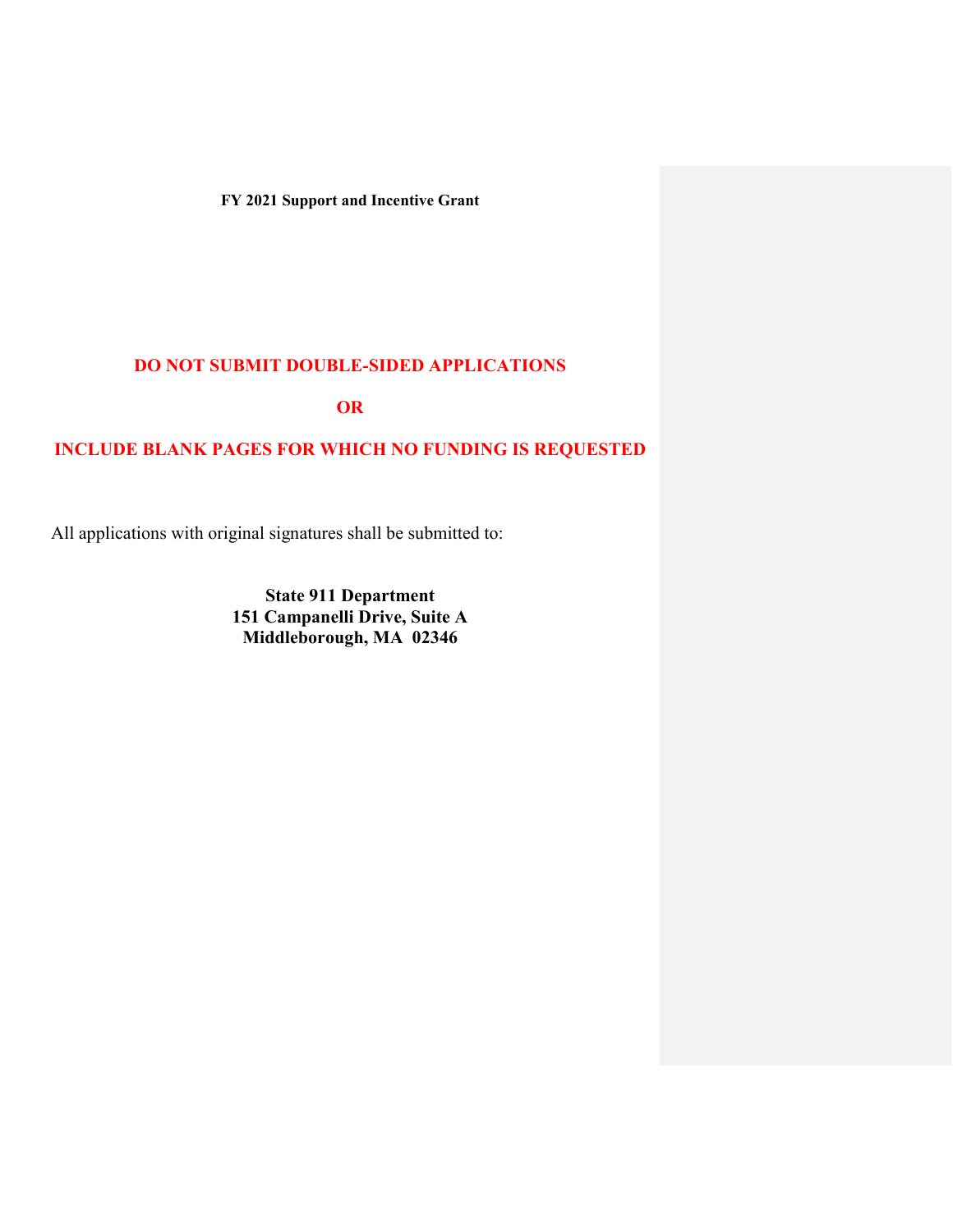**FY 2021 Support and Incentive Grant**

**DO NOT SUBMIT DOUBLE-SIDED APPLICATIONS**

**OR**

**INCLUDE BLANK PAGES FOR WHICH NO FUNDING IS REQUESTED**

All applications with original signatures shall be submitted to:

**State 911 Department**
**151 Campanelli Drive, Suite A**
**Middleborough, MA 02346**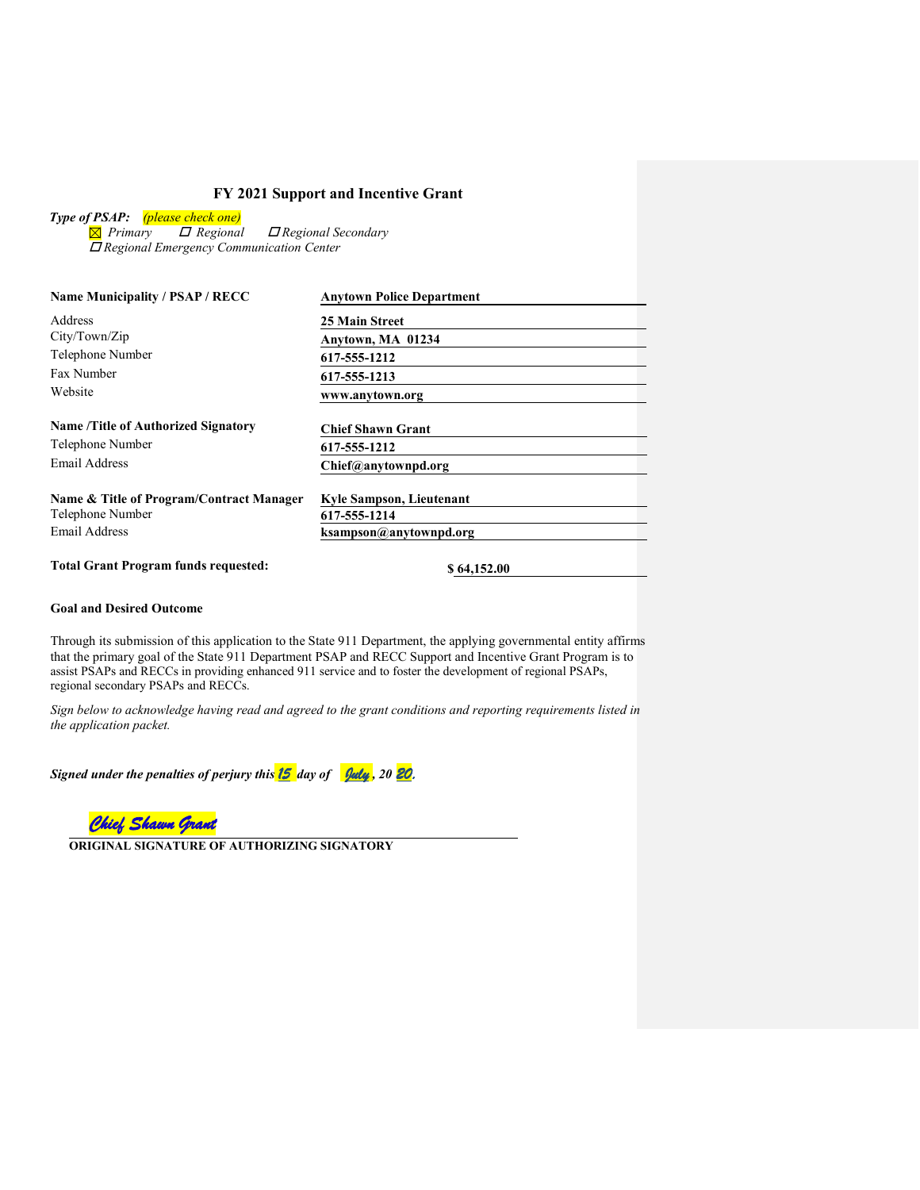## FY 2021 Support and Incentive Grant

***Type of PSAP:*** *(please check one)*

☒ *Primary* ☐ *Regional* ☐ *Regional Secondary*
☐ *Regional Emergency Communication Center*

| | |
|---|---|
| **Name Municipality / PSAP / RECC** | **Anytown Police Department** |
| Address | **25 Main Street** |
| City/Town/Zip | **Anytown, MA 01234** |
| Telephone Number | **617-555-1212** |
| Fax Number | **617-555-1213** |
| Website | **www.anytown.org** |
| **Name /Title of Authorized Signatory** | **Chief Shawn Grant** |
| Telephone Number | **617-555-1212** |
| Email Address | **Chief@anytownpd.org** |
| **Name & Title of Program/Contract Manager** | **Kyle Sampson, Lieutenant** |
| Telephone Number | **617-555-1214** |
| Email Address | **ksampson@anytownpd.org** |

**Total Grant Program funds requested:** **$ 64,152.00**

**Goal and Desired Outcome**

Through its submission of this application to the State 911 Department, the applying governmental entity affirms that the primary goal of the State 911 Department PSAP and RECC Support and Incentive Grant Program is to assist PSAPs and RECCs in providing enhanced 911 service and to foster the development of regional PSAPs, regional secondary PSAPs and RECCs.

*Sign below to acknowledge having read and agreed to the grant conditions and reporting requirements listed in the application packet.*

***Signed under the penalties of perjury this** 15 **day of** July**, 20** 20.*

*Chief Shawn Grant*

**ORIGINAL SIGNATURE OF AUTHORIZING SIGNATORY**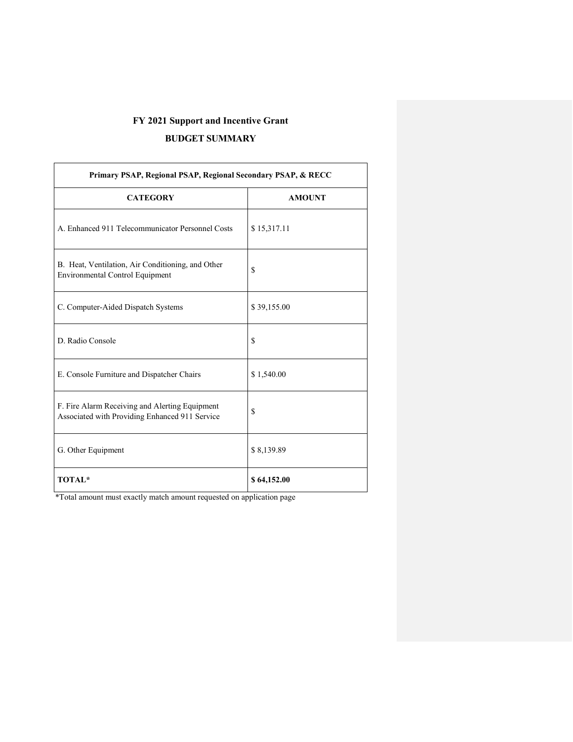# FY 2021 Support and Incentive Grant

## BUDGET SUMMARY

| Primary PSAP, Regional PSAP, Regional Secondary PSAP, & RECC | |
|---|---|
| **CATEGORY** | **AMOUNT** |
| A. Enhanced 911 Telecommunicator Personnel Costs | $ 15,317.11 |
| B. Heat, Ventilation, Air Conditioning, and Other Environmental Control Equipment | $ |
| C. Computer-Aided Dispatch Systems | $ 39,155.00 |
| D. Radio Console | $ |
| E. Console Furniture and Dispatcher Chairs | $ 1,540.00 |
| F. Fire Alarm Receiving and Alerting Equipment Associated with Providing Enhanced 911 Service | $ |
| G. Other Equipment | $ 8,139.89 |
| **TOTAL*** | **$ 64,152.00** |

*Total amount must exactly match amount requested on application page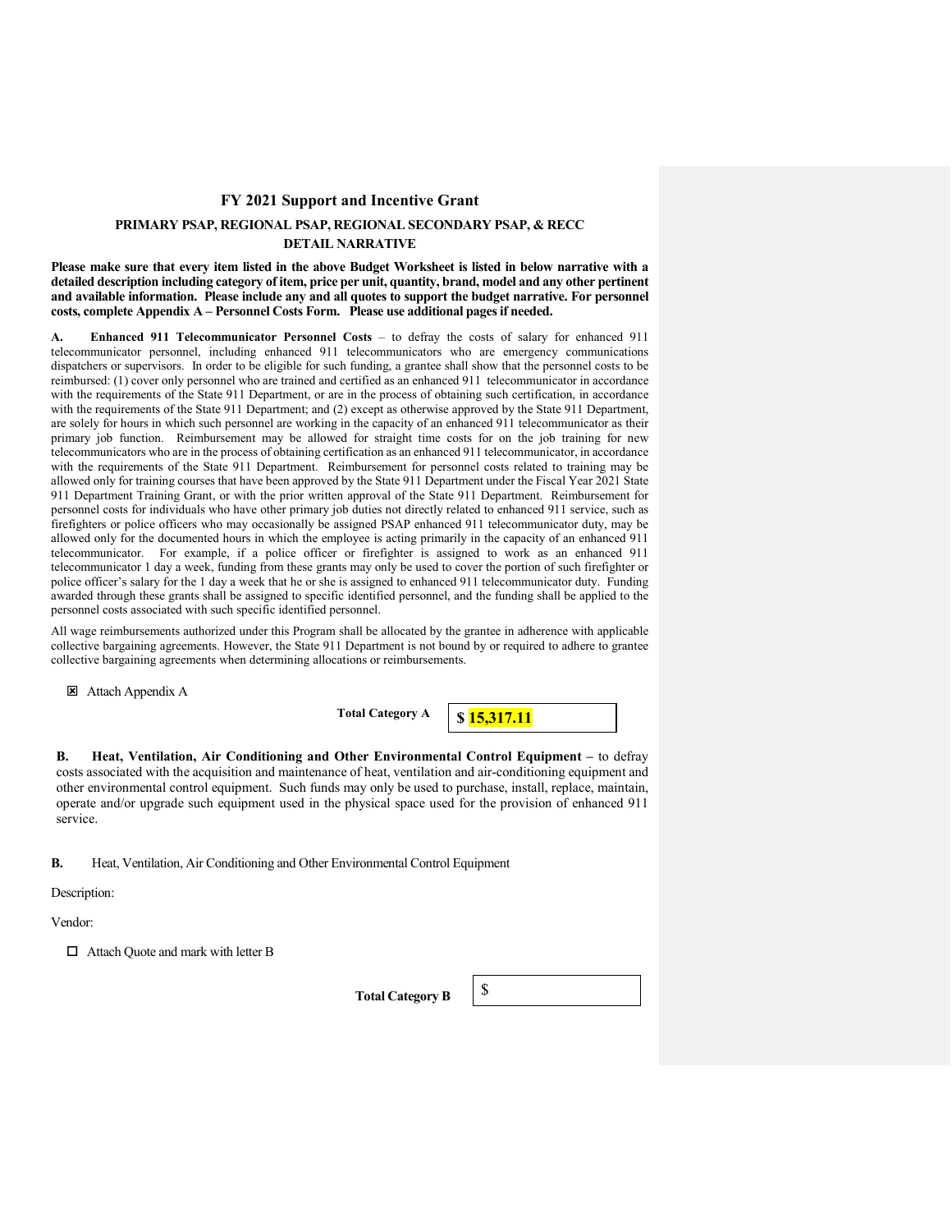## FY 2021 Support and Incentive Grant

### PRIMARY PSAP, REGIONAL PSAP, REGIONAL SECONDARY PSAP, & RECC
### DETAIL NARRATIVE

**Please make sure that every item listed in the above Budget Worksheet is listed in below narrative with a detailed description including category of item, price per unit, quantity, brand, model and any other pertinent and available information. Please include any and all quotes to support the budget narrative. For personnel costs, complete Appendix A – Personnel Costs Form. Please use additional pages if needed.**

**A. Enhanced 911 Telecommunicator Personnel Costs** – to defray the costs of salary for enhanced 911 telecommunicator personnel, including enhanced 911 telecommunicators who are emergency communications dispatchers or supervisors. In order to be eligible for such funding, a grantee shall show that the personnel costs to be reimbursed: (1) cover only personnel who are trained and certified as an enhanced 911 telecommunicator in accordance with the requirements of the State 911 Department, or are in the process of obtaining such certification, in accordance with the requirements of the State 911 Department; and (2) except as otherwise approved by the State 911 Department, are solely for hours in which such personnel are working in the capacity of an enhanced 911 telecommunicator as their primary job function. Reimbursement may be allowed for straight time costs for on the job training for new telecommunicators who are in the process of obtaining certification as an enhanced 911 telecommunicator, in accordance with the requirements of the State 911 Department. Reimbursement for personnel costs related to training may be allowed only for training courses that have been approved by the State 911 Department under the Fiscal Year 2021 State 911 Department Training Grant, or with the prior written approval of the State 911 Department. Reimbursement for personnel costs for individuals who have other primary job duties not directly related to enhanced 911 service, such as firefighters or police officers who may occasionally be assigned PSAP enhanced 911 telecommunicator duty, may be allowed only for the documented hours in which the employee is acting primarily in the capacity of an enhanced 911 telecommunicator. For example, if a police officer or firefighter is assigned to work as an enhanced 911 telecommunicator 1 day a week, funding from these grants may only be used to cover the portion of such firefighter or police officer's salary for the 1 day a week that he or she is assigned to enhanced 911 telecommunicator duty. Funding awarded through these grants shall be assigned to specific identified personnel, and the funding shall be applied to the personnel costs associated with such specific identified personnel.

All wage reimbursements authorized under this Program shall be allocated by the grantee in adherence with applicable collective bargaining agreements. However, the State 911 Department is not bound by or required to adhere to grantee collective bargaining agreements when determining allocations or reimbursements.

☒ Attach Appendix A

**Total Category A** **$ 15,317.11**

**B. Heat, Ventilation, Air Conditioning and Other Environmental Control Equipment –** to defray costs associated with the acquisition and maintenance of heat, ventilation and air-conditioning equipment and other environmental control equipment. Such funds may only be used to purchase, install, replace, maintain, operate and/or upgrade such equipment used in the physical space used for the provision of enhanced 911 service.

**B.** Heat, Ventilation, Air Conditioning and Other Environmental Control Equipment

Description:

Vendor:

☐ Attach Quote and mark with letter B

**Total Category B** $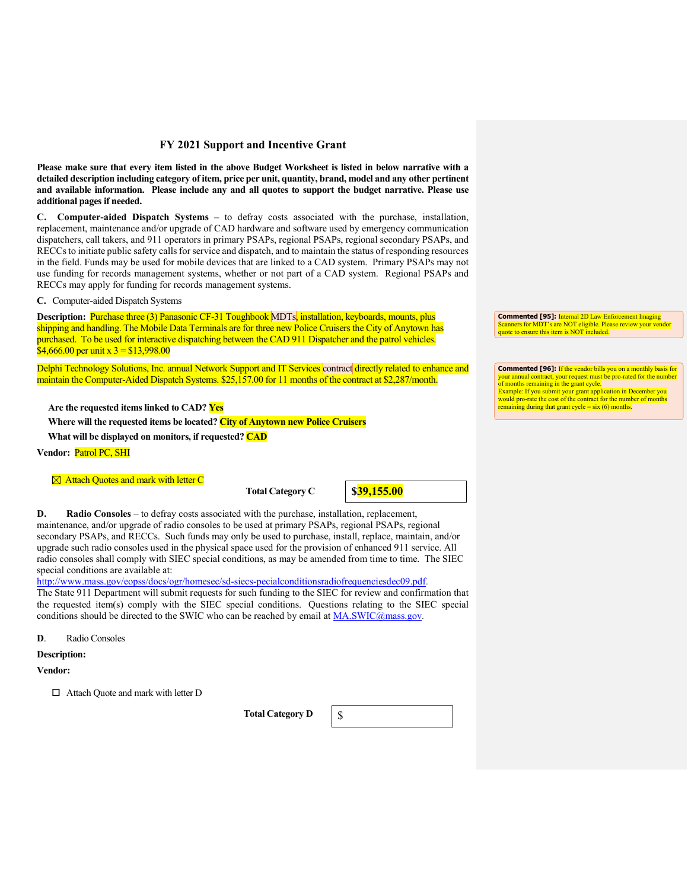## FY 2021 Support and Incentive Grant

**Please make sure that every item listed in the above Budget Worksheet is listed in below narrative with a detailed description including category of item, price per unit, quantity, brand, model and any other pertinent and available information. Please include any and all quotes to support the budget narrative. Please use additional pages if needed.**

**C. Computer-aided Dispatch Systems** – to defray costs associated with the purchase, installation, replacement, maintenance and/or upgrade of CAD hardware and software used by emergency communication dispatchers, call takers, and 911 operators in primary PSAPs, regional PSAPs, regional secondary PSAPs, and RECCs to initiate public safety calls for service and dispatch, and to maintain the status of responding resources in the field. Funds may be used for mobile devices that are linked to a CAD system. Primary PSAPs may not use funding for records management systems, whether or not part of a CAD system. Regional PSAPs and RECCs may apply for funding for records management systems.

**C.** Computer-aided Dispatch Systems

**Description:** Purchase three (3) Panasonic CF-31 Toughbook MDTs, installation, keyboards, mounts, plus shipping and handling. The Mobile Data Terminals are for three new Police Cruisers the City of Anytown has purchased. To be used for interactive dispatching between the CAD 911 Dispatcher and the patrol vehicles. $4,666.00 per unit x 3 = $13,998.00

Delphi Technology Solutions, Inc. annual Network Support and IT Services contract directly related to enhance and maintain the Computer-Aided Dispatch Systems. $25,157.00 for 11 months of the contract at $2,287/month.

> **Commented [95]:** Internal 2D Law Enforcement Imaging Scanners for MDT's are NOT eligible. Please review your vendor quote to ensure this item is NOT included.

> **Commented [96]:** If the vendor bills you on a monthly basis for your annual contract, your request must be pro-rated for the number of months remaining in the grant cycle.
> Example: If you submit your grant application in December you would pro-rate the cost of the contract for the number of months remaining during that grant cycle = six (6) months.

**Are the requested items linked to CAD?** Yes

**Where will the requested items be located?** City of Anytown new Police Cruisers

**What will be displayed on monitors, if requested?** CAD

**Vendor:** Patrol PC, SHI

☒ Attach Quotes and mark with letter C

**Total Category C** $39,155.00

**D. Radio Consoles** – to defray costs associated with the purchase, installation, replacement, maintenance, and/or upgrade of radio consoles to be used at primary PSAPs, regional PSAPs, regional secondary PSAPs, and RECCs. Such funds may only be used to purchase, install, replace, maintain, and/or upgrade such radio consoles used in the physical space used for the provision of enhanced 911 service. All radio consoles shall comply with SIEC special conditions, as may be amended from time to time. The SIEC special conditions are available at: http://www.mass.gov/eopss/docs/ogr/homesec/sd-siecs-pecialconditionsradiofrequenciesdec09.pdf. The State 911 Department will submit requests for such funding to the SIEC for review and confirmation that the requested item(s) comply with the SIEC special conditions. Questions relating to the SIEC special conditions should be directed to the SWIC who can be reached by email at MA.SWIC@mass.gov.

**D.** Radio Consoles

**Description:**

**Vendor:**

☐ Attach Quote and mark with letter D

**Total Category D** $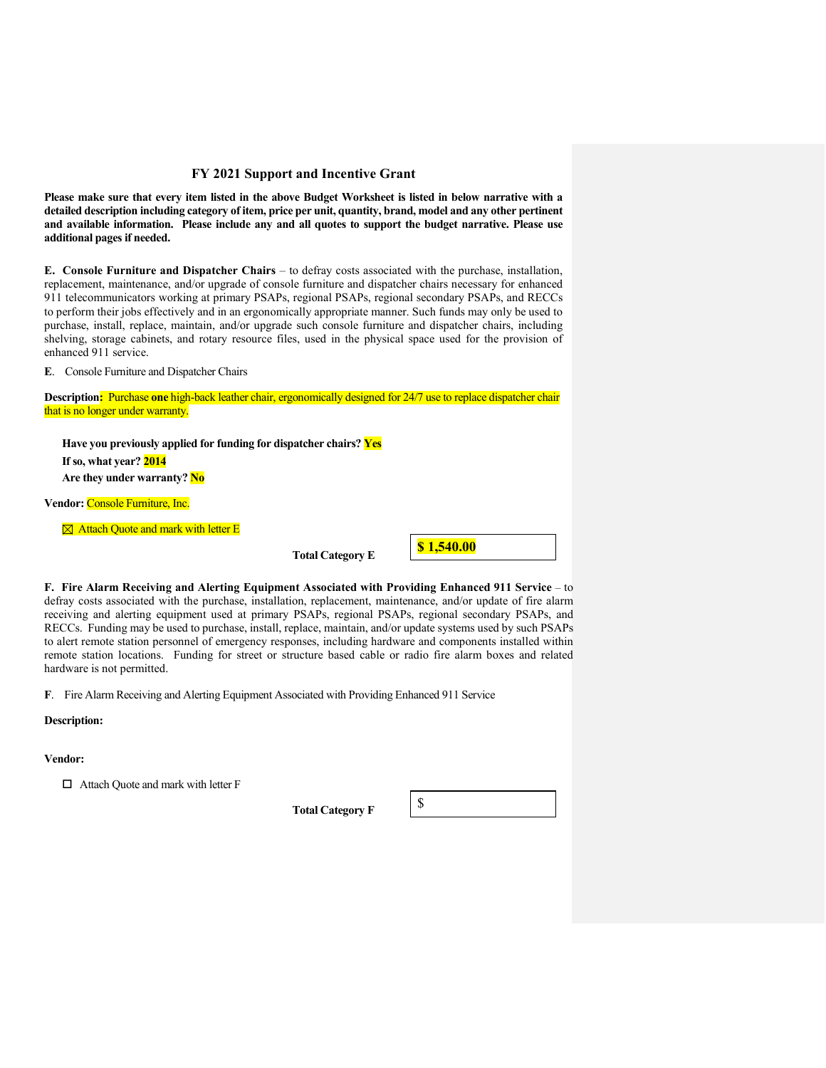## FY 2021 Support and Incentive Grant

**Please make sure that every item listed in the above Budget Worksheet is listed in below narrative with a detailed description including category of item, price per unit, quantity, brand, model and any other pertinent and available information. Please include any and all quotes to support the budget narrative. Please use additional pages if needed.**

**E. Console Furniture and Dispatcher Chairs** – to defray costs associated with the purchase, installation, replacement, maintenance, and/or upgrade of console furniture and dispatcher chairs necessary for enhanced 911 telecommunicators working at primary PSAPs, regional PSAPs, regional secondary PSAPs, and RECCs to perform their jobs effectively and in an ergonomically appropriate manner. Such funds may only be used to purchase, install, replace, maintain, and/or upgrade such console furniture and dispatcher chairs, including shelving, storage cabinets, and rotary resource files, used in the physical space used for the provision of enhanced 911 service.

**E**. Console Furniture and Dispatcher Chairs

**Description:** Purchase **one** high-back leather chair, ergonomically designed for 24/7 use to replace dispatcher chair that is no longer under warranty.

**Have you previously applied for funding for dispatcher chairs?** **Yes**

**If so, what year?** **2014**

**Are they under warranty?** **No**

**Vendor:** Console Furniture, Inc.

☒ Attach Quote and mark with letter E

**Total Category E** **$ 1,540.00**

**F. Fire Alarm Receiving and Alerting Equipment Associated with Providing Enhanced 911 Service** – to defray costs associated with the purchase, installation, replacement, maintenance, and/or update of fire alarm receiving and alerting equipment used at primary PSAPs, regional PSAPs, regional secondary PSAPs, and RECCs. Funding may be used to purchase, install, replace, maintain, and/or update systems used by such PSAPs to alert remote station personnel of emergency responses, including hardware and components installed within remote station locations. Funding for street or structure based cable or radio fire alarm boxes and related hardware is not permitted.

**F**. Fire Alarm Receiving and Alerting Equipment Associated with Providing Enhanced 911 Service

**Description:**

**Vendor:**

☐ Attach Quote and mark with letter F

**Total Category F** $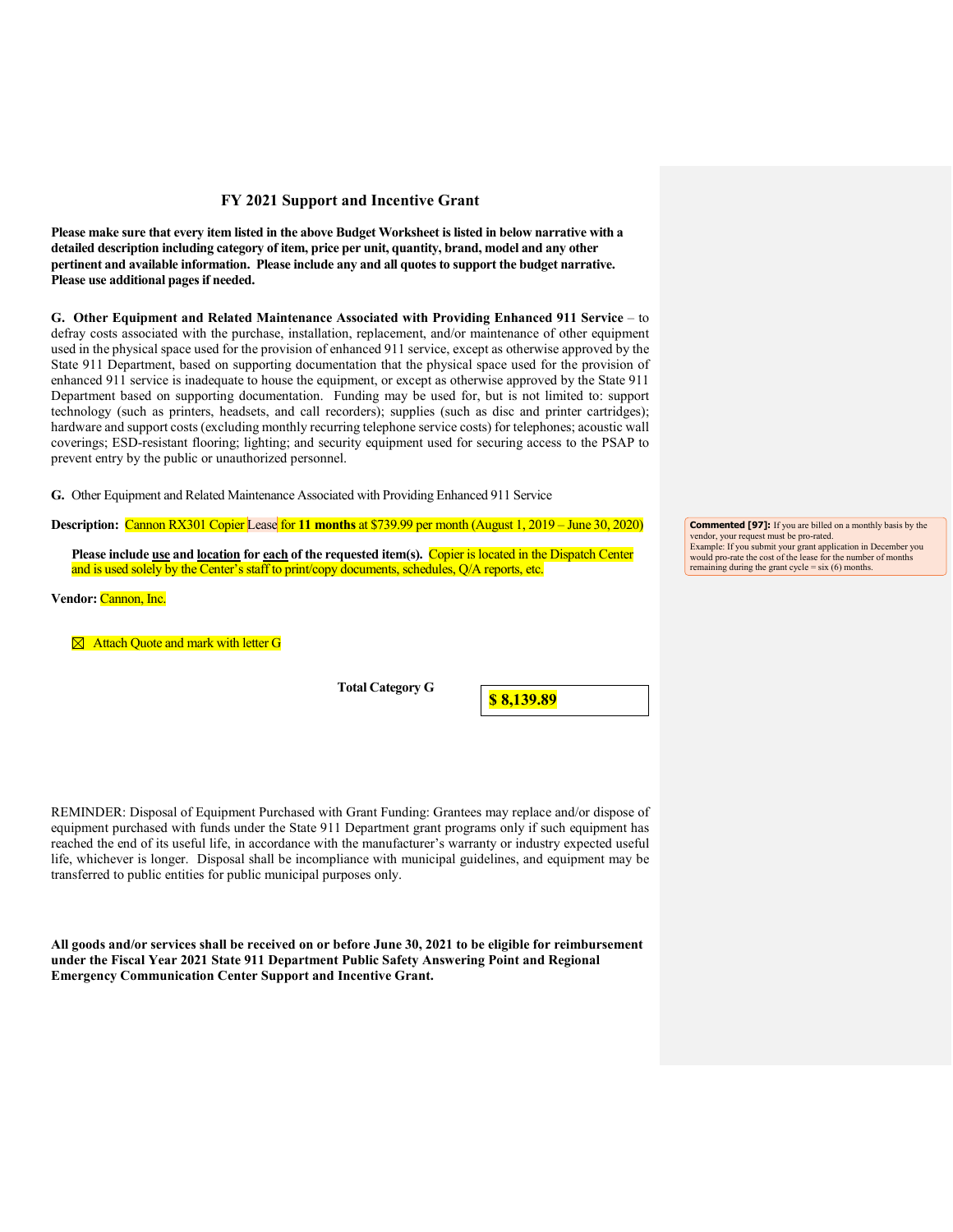## FY 2021 Support and Incentive Grant

**Please make sure that every item listed in the above Budget Worksheet is listed in below narrative with a detailed description including category of item, price per unit, quantity, brand, model and any other pertinent and available information. Please include any and all quotes to support the budget narrative. Please use additional pages if needed.**

**G. Other Equipment and Related Maintenance Associated with Providing Enhanced 911 Service** – to defray costs associated with the purchase, installation, replacement, and/or maintenance of other equipment used in the physical space used for the provision of enhanced 911 service, except as otherwise approved by the State 911 Department, based on supporting documentation that the physical space used for the provision of enhanced 911 service is inadequate to house the equipment, or except as otherwise approved by the State 911 Department based on supporting documentation. Funding may be used for, but is not limited to: support technology (such as printers, headsets, and call recorders); supplies (such as disc and printer cartridges); hardware and support costs (excluding monthly recurring telephone service costs) for telephones; acoustic wall coverings; ESD-resistant flooring; lighting; and security equipment used for securing access to the PSAP to prevent entry by the public or unauthorized personnel.

**G.** Other Equipment and Related Maintenance Associated with Providing Enhanced 911 Service

**Description:** Cannon RX301 Copier Lease for **11 months** at $739.99 per month (August 1, 2019 – June 30, 2020)

**Please include use and location for each of the requested item(s).** Copier is located in the Dispatch Center and is used solely by the Center's staff to print/copy documents, schedules, Q/A reports, etc.

**Vendor:** Cannon, Inc.

☒ Attach Quote and mark with letter G

**Total Category G** **$ 8,139.89**

> **Commented [97]:** If you are billed on a monthly basis by the vendor, your request must be pro-rated.
> Example: If you submit your grant application in December you would pro-rate the cost of the lease for the number of months remaining during the grant cycle = six (6) months.

REMINDER: Disposal of Equipment Purchased with Grant Funding: Grantees may replace and/or dispose of equipment purchased with funds under the State 911 Department grant programs only if such equipment has reached the end of its useful life, in accordance with the manufacturer's warranty or industry expected useful life, whichever is longer. Disposal shall be incompliance with municipal guidelines, and equipment may be transferred to public entities for public municipal purposes only.

**All goods and/or services shall be received on or before June 30, 2021 to be eligible for reimbursement under the Fiscal Year 2021 State 911 Department Public Safety Answering Point and Regional Emergency Communication Center Support and Incentive Grant.**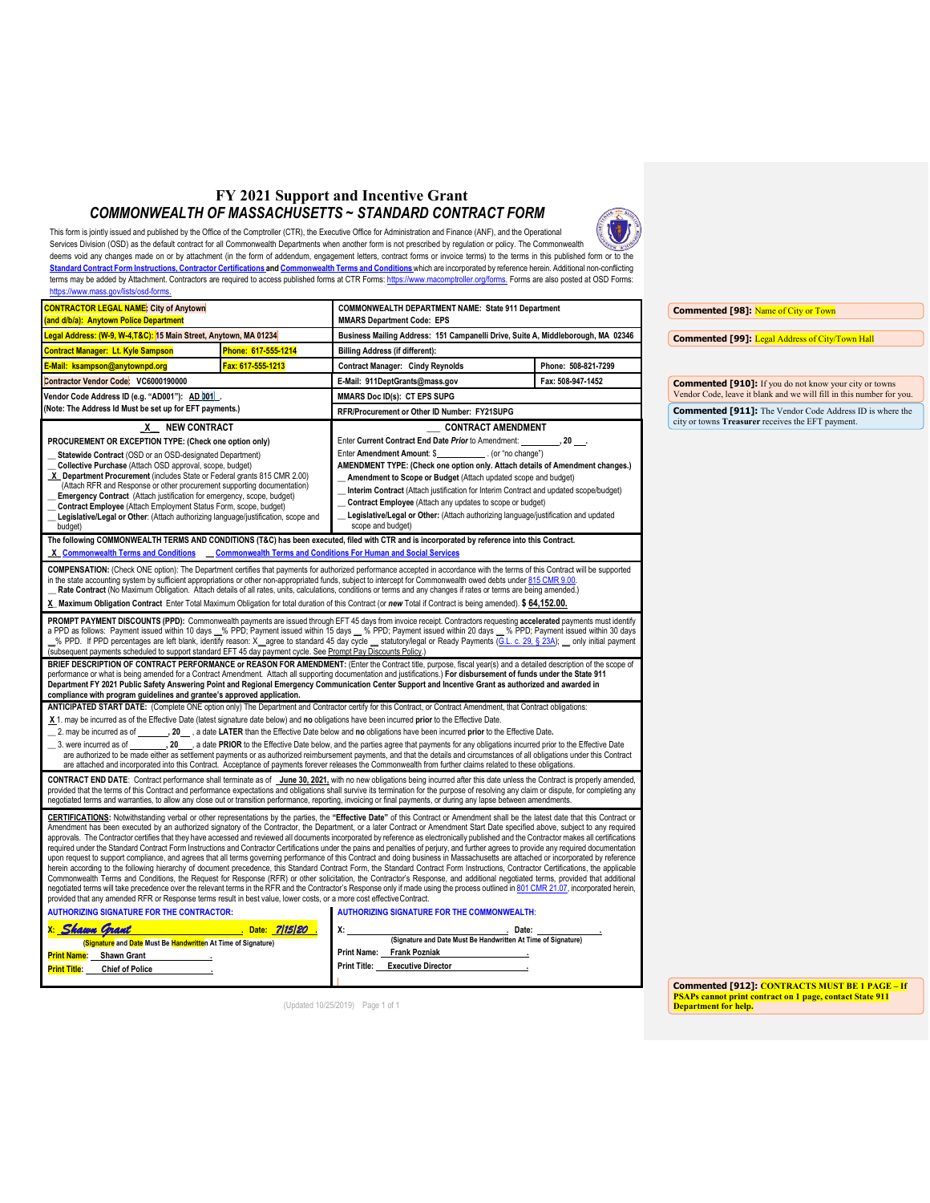# FY 2021 Support and Incentive Grant

## *COMMONWEALTH OF MASSACHUSETTS ~ STANDARD CONTRACT FORM*

This form is jointly issued and published by the Office of the Comptroller (CTR), the Executive Office for Administration and Finance (ANF), and the Operational Services Division (OSD) as the default contract for all Commonwealth Departments when another form is not prescribed by regulation or policy. The Commonwealth deems void any changes made on or by attachment (in the form of addendum, engagement letters, contract forms or invoice terms) to the terms in this published form or to the Standard Contract Form Instructions, Contractor Certifications and Commonwealth Terms and Conditions which are incorporated by reference herein. Additional non-conflicting terms may be added by Attachment. Contractors are required to access published forms at CTR Forms: https://www.macomptroller.org/forms. Forms are also posted at OSD Forms: https://www.mass.gov/lists/osd-forms.

| | | | |
|---|---|---|---|
| **CONTRACTOR LEGAL NAME: City of Anytown (and d/b/a): Anytown Police Department** | | **COMMONWEALTH DEPARTMENT NAME: State 911 Department MMARS Department Code: EPS** | |
| **Legal Address: (W-9, W-4,T&C): 15 Main Street, Anytown, MA 01234** | | **Business Mailing Address: 151 Campanelli Drive, Suite A, Middleborough, MA 02346** | |
| **Contract Manager: Lt. Kyle Sampson** | **Phone: 617-555-1214** | **Billing Address (if different):** | |
| **E-Mail: ksampson@anytownpd.org** | **Fax: 617-555-1213** | **Contract Manager: Cindy Reynolds** | **Phone: 508-821-7299** |
| **Contractor Vendor Code: VC6000190000** | | **E-Mail: 911DeptGrants@mass.gov** | **Fax: 508-947-1452** |
| **Vendor Code Address ID (e.g. "AD001"): AD 001 (Note: The Address Id Must be set up for EFT payments.)** | | **MMARS Doc ID(s): CT EPS SUPG** | |
| | | **RFR/Procurement or Other ID Number: FY21SUPG** | |

**_X_ NEW CONTRACT**

**PROCUREMENT OR EXCEPTION TYPE: (Check one option only)**
- __ **Statewide Contract** (OSD or an OSD-designated Department)
- __ **Collective Purchase** (Attach OSD approval, scope, budget)
- _X_ **Department Procurement** (includes State or Federal grants 815 CMR 2.00) (Attach RFR and Response or other procurement supporting documentation)
- __ **Emergency Contract** (Attach justification for emergency, scope, budget)
- __ **Contract Employee** (Attach Employment Status Form, scope, budget)
- __ **Legislative/Legal or Other**: (Attach authorizing language/justification, scope and budget)

**___ CONTRACT AMENDMENT**

Enter **Current Contract End Date** ***Prior*** to Amendment: _________, 20 ___.
Enter **Amendment Amount**: $___________ . (or "no change")
**AMENDMENT TYPE: (Check one option only. Attach details of Amendment changes.)**
- __ **Amendment to Scope or Budget** (Attach updated scope and budget)
- __ **Interim Contract** (Attach justification for Interim Contract and updated scope/budget)
- __ **Contract Employee** (Attach any updates to scope or budget)
- __ **Legislative/Legal or Other:** (Attach authorizing language/justification and updated scope and budget)

**The following COMMONWEALTH TERMS AND CONDITIONS (T&C) has been executed, filed with CTR and is incorporated by reference into this Contract.**
_X_ Commonwealth Terms and Conditions __ Commonwealth Terms and Conditions For Human and Social Services

**COMPENSATION:** (Check ONE option): The Department certifies that payments for authorized performance accepted in accordance with the terms of this Contract will be supported in the state accounting system by sufficient appropriations or other non-appropriated funds, subject to intercept for Commonwealth owed debts under 815 CMR 9.00.
__ **Rate Contract** (No Maximum Obligation. Attach details of all rates, units, calculations, conditions or terms and any changes if rates or terms are being amended.)
_X_ **Maximum Obligation Contract** Enter Total Maximum Obligation for total duration of this Contract (or ***new*** Total if Contract is being amended). **$ 64,152.00.**

**PROMPT PAYMENT DISCOUNTS (PPD):** Commonwealth payments are issued through EFT 45 days from invoice receipt. Contractors requesting **accelerated** payments must identify a PPD as follows: Payment issued within 10 days __% PPD; Payment issued within 15 days __ % PPD; Payment issued within 20 days __ % PPD; Payment issued within 30 days __% PPD. If PPD percentages are left blank, identify reason: X__agree to standard 45 day cycle __ statutory/legal or Ready Payments (G.L. c. 29, § 23A); __ only initial payment (subsequent payments scheduled to support standard EFT 45 day payment cycle. See Prompt Pay Discounts Policy.)

**BRIEF DESCRIPTION OF CONTRACT PERFORMANCE or REASON FOR AMENDMENT:** (Enter the Contract title, purpose, fiscal year(s) and a detailed description of the scope of performance or what is being amended for a Contract Amendment. Attach all supporting documentation and justifications.) **For disbursement of funds under the State 911 Department FY 2021 Public Safety Answering Point and Regional Emergency Communication Center Support and Incentive Grant as authorized and awarded in compliance with program guidelines and grantee's approved application.**

**ANTICIPATED START DATE:** (Complete ONE option only) The Department and Contractor certify for this Contract, or Contract Amendment, that Contract obligations:
_X_ 1. may be incurred as of the Effective Date (latest signature date below) and **no** obligations have been incurred **prior** to the Effective Date.
__ 2. may be incurred as of _______, **20__** , a date **LATER** than the Effective Date below and **no** obligations have been incurred **prior** to the Effective Date.
__ 3. were incurred as of ________, **20___**, a date **PRIOR** to the Effective Date below, and the parties agree that payments for any obligations incurred prior to the Effective Date are authorized to be made either as settlement payments or as authorized reimbursement payments, and that the details and circumstances of all obligations under this Contract are attached and incorporated into this Contract. Acceptance of payments forever releases the Commonwealth from further claims related to these obligations.

**CONTRACT END DATE**: Contract performance shall terminate as of **June 30, 2021,** with no new obligations being incurred after this date unless the Contract is properly amended, provided that the terms of this Contract and performance expectations and obligations shall survive its termination for the purpose of resolving any claim or dispute, for completing any negotiated terms and warranties, to allow any close out or transition performance, reporting, invoicing or final payments, or during any lapse between amendments.

**CERTIFICATIONS**: Notwithstanding verbal or other representations by the parties, the **"Effective Date"** of this Contract or Amendment shall be the latest date that this Contract or Amendment has been executed by an authorized signatory of the Contractor, the Department, or a later Contract or Amendment Start Date specified above, subject to any required approvals. The Contractor certifies that they have accessed and reviewed all documents incorporated by reference as electronically published and the Contractor makes all certifications required under the Standard Contract Form Instructions and Contractor Certifications under the pains and penalties of perjury, and further agrees to provide any required documentation upon request to support compliance, and agrees that all terms governing performance of this Contract and doing business in Massachusetts are attached or incorporated by reference herein according to the following hierarchy of document precedence, this Standard Contract Form, the Standard Contract Form Instructions, Contractor Certifications, the applicable Commonwealth Terms and Conditions, the Request for Response (RFR) or other solicitation, the Contractor's Response, and additional negotiated terms, provided that additional negotiated terms will take precedence over the relevant terms in the RFR and the Contractor's Response only if made using the process outlined in 801 CMR 21.07, incorporated herein, provided that any amended RFR or Response terms result in best value, lower costs, or a more cost effective Contract.

**AUTHORIZING SIGNATURE FOR THE CONTRACTOR:**
X: *Shawn Grant* . Date: *7/15/20* .
**(Signature and Date Must Be Handwritten At Time of Signature)**
**Print Name:** Shawn Grant
**Print Title:** Chief of Police

**AUTHORIZING SIGNATURE FOR THE COMMONWEALTH:**
X: ______________________________ . Date: ____________ .
**(Signature and Date Must Be Handwritten At Time of Signature)**
**Print Name:** Frank Pozniak
**Print Title:** Executive Director

(Updated 10/25/2019)

**Commented [98]:** Name of City or Town

**Commented [99]:** Legal Address of City/Town Hall

**Commented [910]:** If you do not know your city or towns Vendor Code, leave it blank and we will fill in this number for you.

**Commented [911]:** The Vendor Code Address ID is where the city or towns **Treasurer** receives the EFT payment.

**Commented [912]: CONTRACTS MUST BE 1 PAGE – If PSAPs cannot print contract on 1 page, contact State 911 Department for help.**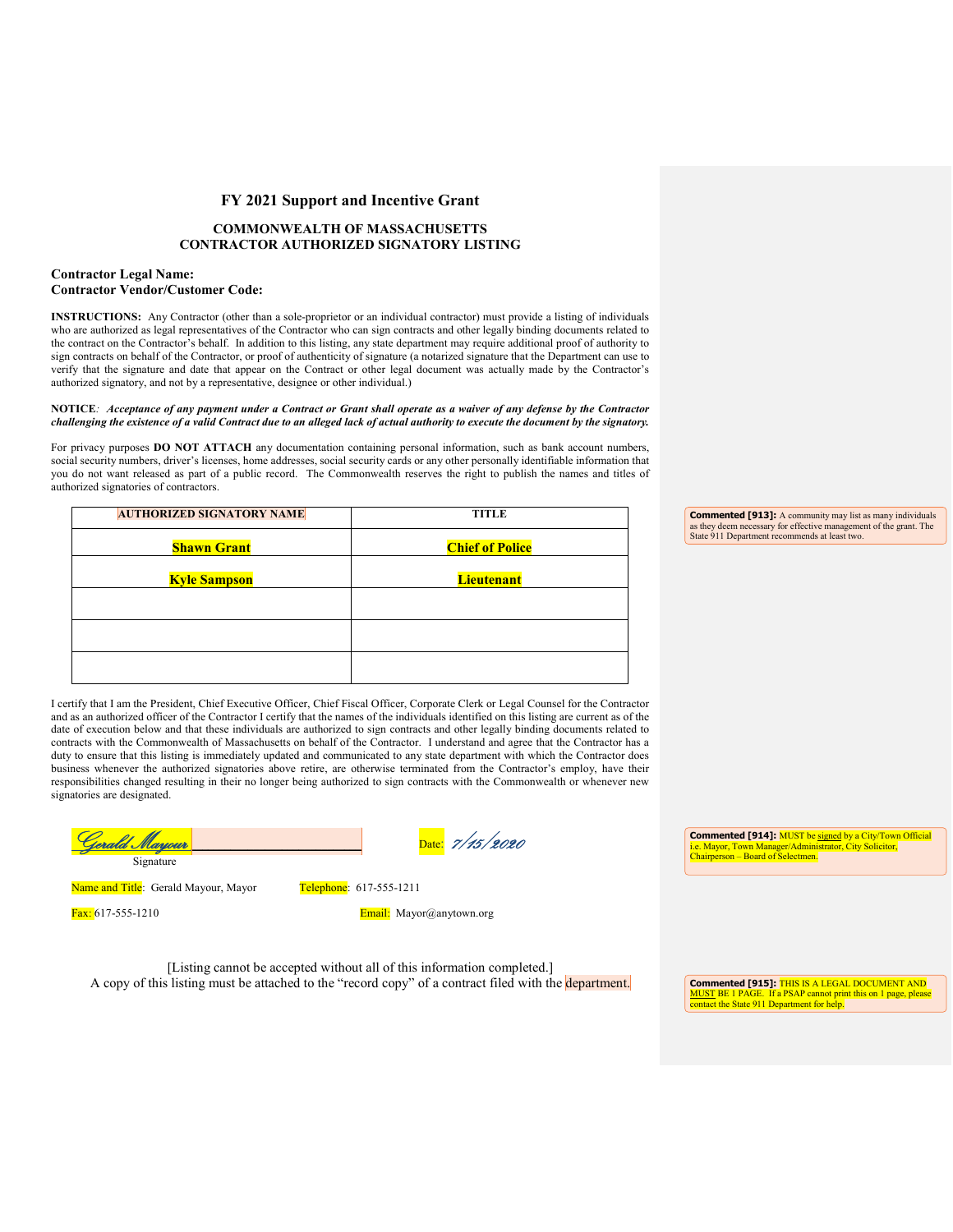# FY 2021 Support and Incentive Grant

## COMMONWEALTH OF MASSACHUSETTS
## CONTRACTOR AUTHORIZED SIGNATORY LISTING

**Contractor Legal Name:**
**Contractor Vendor/Customer Code:**

**INSTRUCTIONS:** Any Contractor (other than a sole-proprietor or an individual contractor) must provide a listing of individuals who are authorized as legal representatives of the Contractor who can sign contracts and other legally binding documents related to the contract on the Contractor's behalf. In addition to this listing, any state department may require additional proof of authority to sign contracts on behalf of the Contractor, or proof of authenticity of signature (a notarized signature that the Department can use to verify that the signature and date that appear on the Contract or other legal document was actually made by the Contractor's authorized signatory, and not by a representative, designee or other individual.)

**NOTICE**: ***Acceptance of any payment under a Contract or Grant shall operate as a waiver of any defense by the Contractor challenging the existence of a valid Contract due to an alleged lack of actual authority to execute the document by the signatory.***

For privacy purposes **DO NOT ATTACH** any documentation containing personal information, such as bank account numbers, social security numbers, driver's licenses, home addresses, social security cards or any other personally identifiable information that you do not want released as part of a public record. The Commonwealth reserves the right to publish the names and titles of authorized signatories of contractors.

| AUTHORIZED SIGNATORY NAME | TITLE |
|---|---|
| **Shawn Grant** | **Chief of Police** |
| **Kyle Sampson** | **Lieutenant** |
| | |
| | |
| | |

I certify that I am the President, Chief Executive Officer, Chief Fiscal Officer, Corporate Clerk or Legal Counsel for the Contractor and as an authorized officer of the Contractor I certify that the names of the individuals identified on this listing are current as of the date of execution below and that these individuals are authorized to sign contracts and other legally binding documents related to contracts with the Commonwealth of Massachusetts on behalf of the Contractor. I understand and agree that the Contractor has a duty to ensure that this listing is immediately updated and communicated to any state department with which the Contractor does business whenever the authorized signatories above retire, are otherwise terminated from the Contractor's employ, have their responsibilities changed resulting in their no longer being authorized to sign contracts with the Commonwealth or whenever new signatories are designated.

*Gerald Mayour*\_\_\_\_\_\_\_\_\_\_\_\_\_\_\_\_\_\_\_\_ Date: *7/15/2020*
Signature

Name and Title: Gerald Mayour, Mayor    Telephone: 617-555-1211

Fax: 617-555-1210    Email: Mayor@anytown.org

[Listing cannot be accepted without all of this information completed.]
A copy of this listing must be attached to the "record copy" of a contract filed with the department.

**Commented [913]:** A community may list as many individuals as they deem necessary for effective management of the grant. The State 911 Department recommends at least two.

**Commented [914]:** MUST be signed by a City/Town Official i.e. Mayor, Town Manager/Administrator, City Solicitor, Chairperson – Board of Selectmen.

**Commented [915]:** THIS IS A LEGAL DOCUMENT AND MUST BE 1 PAGE. If a PSAP cannot print this on 1 page, please contact the State 911 Department for help.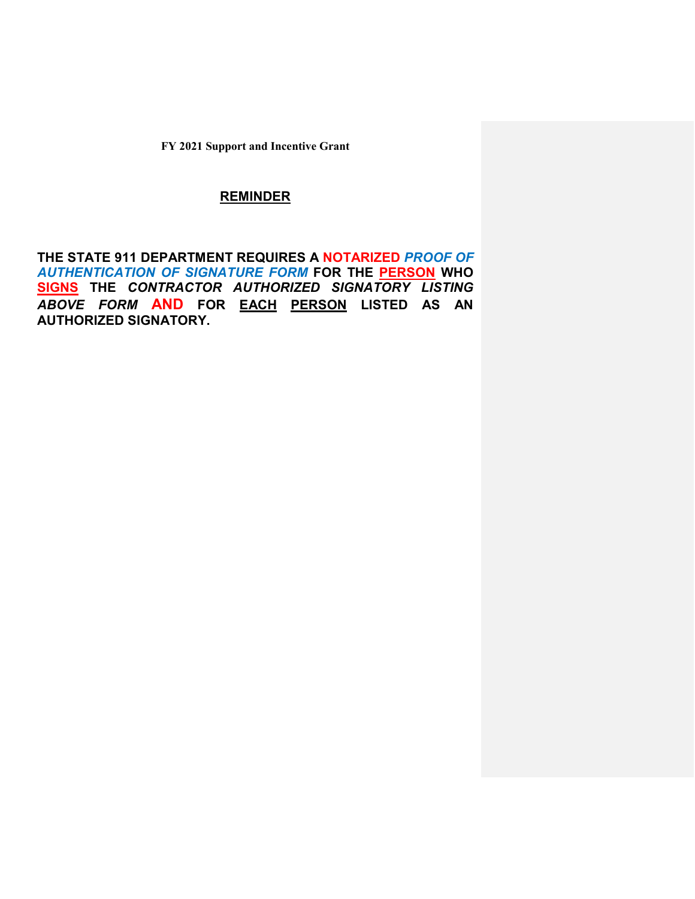**FY 2021 Support and Incentive Grant**

## REMINDER

**THE STATE 911 DEPARTMENT REQUIRES A NOTARIZED *PROOF OF AUTHENTICATION OF SIGNATURE FORM* FOR THE PERSON WHO SIGNS THE *CONTRACTOR AUTHORIZED SIGNATORY LISTING ABOVE FORM* AND FOR EACH PERSON LISTED AS AN AUTHORIZED SIGNATORY.**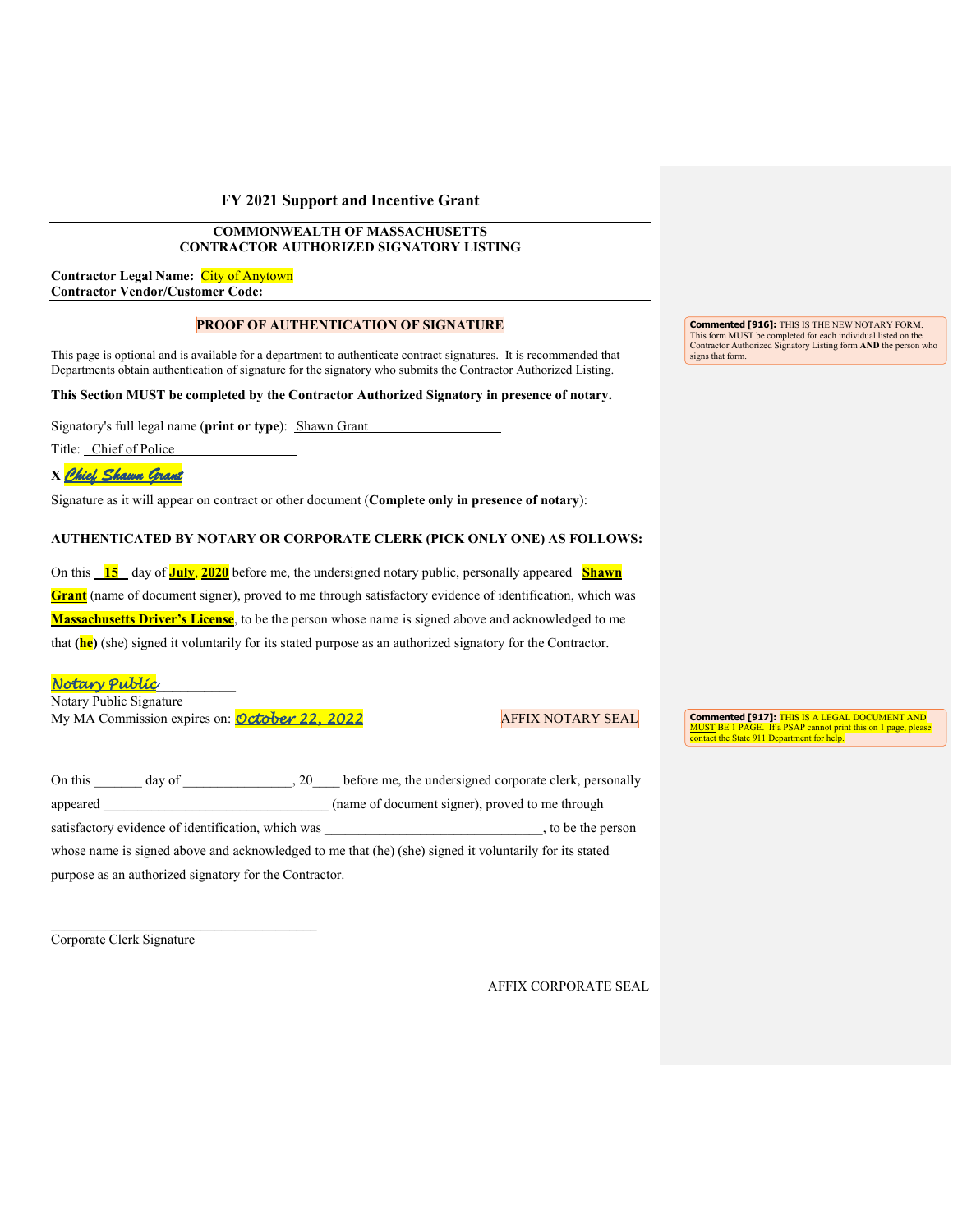## FY 2021 Support and Incentive Grant

**COMMONWEALTH OF MASSACHUSETTS**
**CONTRACTOR AUTHORIZED SIGNATORY LISTING**

**Contractor Legal Name:** City of Anytown
**Contractor Vendor/Customer Code:**

### PROOF OF AUTHENTICATION OF SIGNATURE

This page is optional and is available for a department to authenticate contract signatures. It is recommended that Departments obtain authentication of signature for the signatory who submits the Contractor Authorized Listing.

**This Section MUST be completed by the Contractor Authorized Signatory in presence of notary.**

Signatory's full legal name (**print or type**): Shawn Grant

Title: Chief of Police

**X** *Chief Shawn Grant*

Signature as it will appear on contract or other document (**Complete only in presence of notary**):

**AUTHENTICATED BY NOTARY OR CORPORATE CLERK (PICK ONLY ONE) AS FOLLOWS:**

On this **15** day of **July, 2020** before me, the undersigned notary public, personally appeared **Shawn Grant** (name of document signer), proved to me through satisfactory evidence of identification, which was **Massachusetts Driver's License**, to be the person whose name is signed above and acknowledged to me that **(he)** (she) signed it voluntarily for its stated purpose as an authorized signatory for the Contractor.

*Notary Public*___________
Notary Public Signature
My MA Commission expires on: *October 22, 2022* AFFIX NOTARY SEAL

On this _______ day of ________________, 20____ before me, the undersigned corporate clerk, personally appeared _________________________________ (name of document signer), proved to me through satisfactory evidence of identification, which was ________________________________, to be the person whose name is signed above and acknowledged to me that (he) (she) signed it voluntarily for its stated purpose as an authorized signatory for the Contractor.

_______________________________________
Corporate Clerk Signature

AFFIX CORPORATE SEAL

**Commented [916]:** THIS IS THE NEW NOTARY FORM. This form MUST be completed for each individual listed on the Contractor Authorized Signatory Listing form **AND** the person who signs that form.

**Commented [917]:** THIS IS A LEGAL DOCUMENT AND MUST BE 1 PAGE. If a PSAP cannot print this on 1 page, please contact the State 911 Department for help.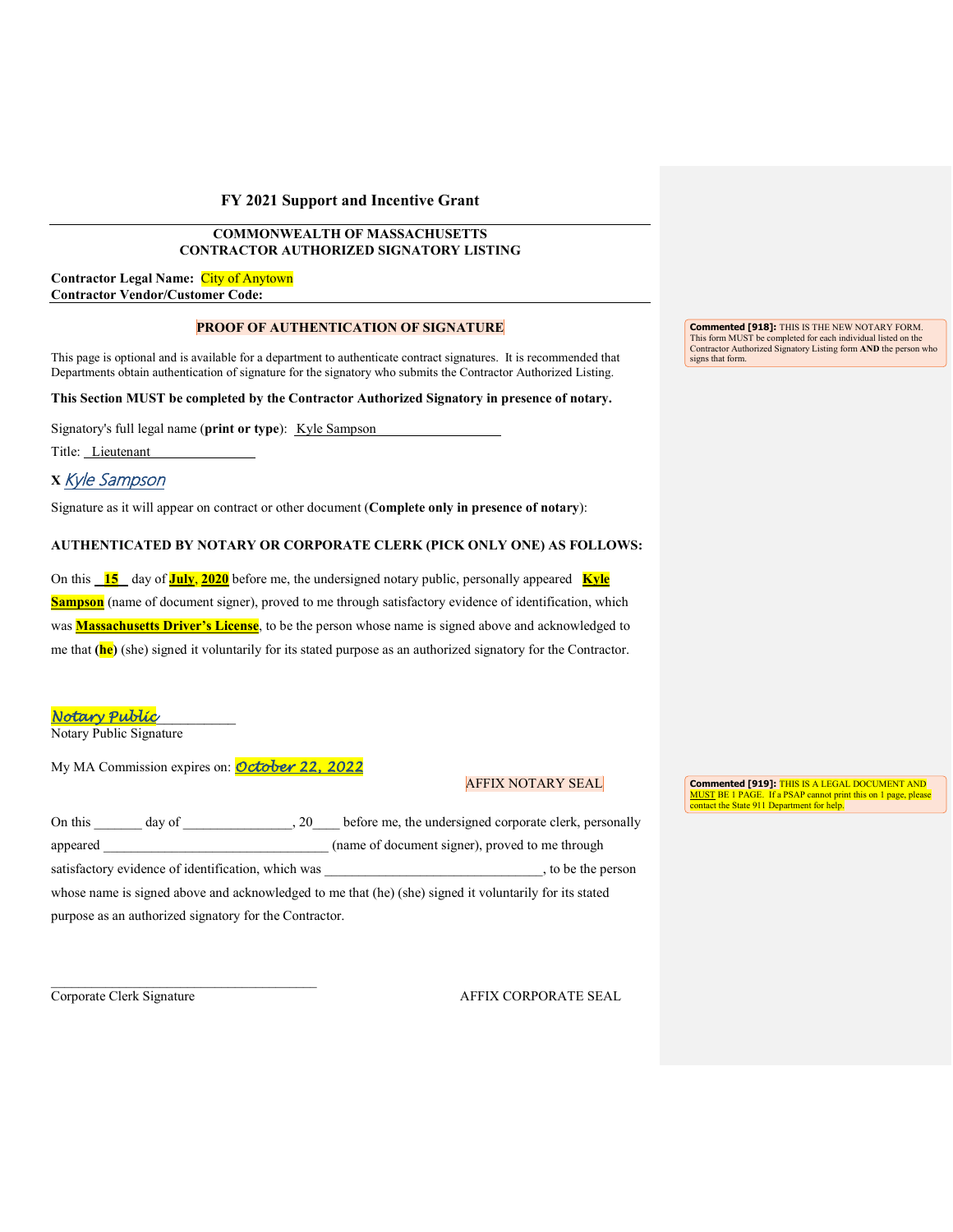## FY 2021 Support and Incentive Grant

**COMMONWEALTH OF MASSACHUSETTS**
**CONTRACTOR AUTHORIZED SIGNATORY LISTING**

**Contractor Legal Name:** City of Anytown
**Contractor Vendor/Customer Code:**

**PROOF OF AUTHENTICATION OF SIGNATURE**

> Commented [918]: THIS IS THE NEW NOTARY FORM. This form MUST be completed for each individual listed on the Contractor Authorized Signatory Listing form **AND** the person who signs that form.

This page is optional and is available for a department to authenticate contract signatures. It is recommended that Departments obtain authentication of signature for the signatory who submits the Contractor Authorized Listing.

**This Section MUST be completed by the Contractor Authorized Signatory in presence of notary.**

Signatory's full legal name (**print or type**): Kyle Sampson

Title: Lieutenant

**X** *Kyle Sampson*

Signature as it will appear on contract or other document (**Complete only in presence of notary**):

**AUTHENTICATED BY NOTARY OR CORPORATE CLERK (PICK ONLY ONE) AS FOLLOWS:**

On this **15** day of **July**, **2020** before me, the undersigned notary public, personally appeared **Kyle Sampson** (name of document signer), proved to me through satisfactory evidence of identification, which was **Massachusetts Driver's License**, to be the person whose name is signed above and acknowledged to me that **(he)** (she) signed it voluntarily for its stated purpose as an authorized signatory for the Contractor.

*Notary Public*\_\_\_\_\_\_\_\_\_\_
Notary Public Signature

My MA Commission expires on: *October 22, 2022*

AFFIX NOTARY SEAL

> Commented [919]: THIS IS A LEGAL DOCUMENT AND MUST BE 1 PAGE. If a PSAP cannot print this on 1 page, please contact the State 911 Department for help.

On this \_\_\_\_\_\_\_ day of \_\_\_\_\_\_\_\_\_\_\_\_\_\_\_\_, 20\_\_\_\_ before me, the undersigned corporate clerk, personally appeared \_\_\_\_\_\_\_\_\_\_\_\_\_\_\_\_\_\_\_\_\_\_\_\_\_\_\_\_\_\_\_\_\_\_ (name of document signer), proved to me through satisfactory evidence of identification, which was \_\_\_\_\_\_\_\_\_\_\_\_\_\_\_\_\_\_\_\_\_\_\_\_\_\_\_\_\_\_\_\_, to be the person whose name is signed above and acknowledged to me that (he) (she) signed it voluntarily for its stated purpose as an authorized signatory for the Contractor.

\_\_\_\_\_\_\_\_\_\_\_\_\_\_\_\_\_\_\_\_\_\_\_\_\_\_\_\_\_\_\_\_\_\_\_\_\_\_\_\_
Corporate Clerk Signature

AFFIX CORPORATE SEAL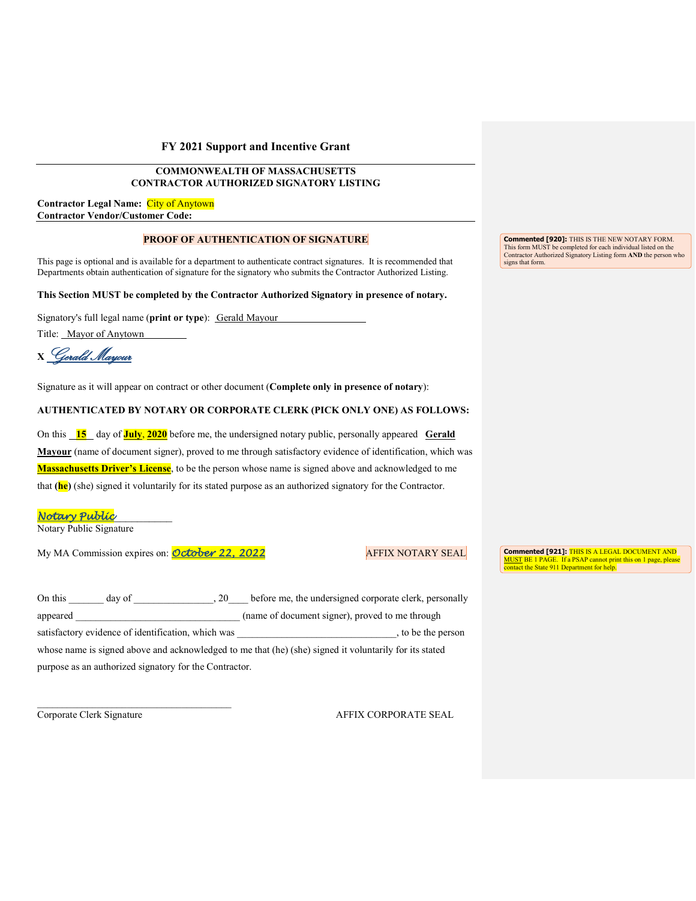## FY 2021 Support and Incentive Grant

**COMMONWEALTH OF MASSACHUSETTS**
**CONTRACTOR AUTHORIZED SIGNATORY LISTING**

**Contractor Legal Name:** City of Anytown
**Contractor Vendor/Customer Code:**

**PROOF OF AUTHENTICATION OF SIGNATURE**

> **Commented [920]:** THIS IS THE NEW NOTARY FORM. This form MUST be completed for each individual listed on the Contractor Authorized Signatory Listing form **AND** the person who signs that form.

This page is optional and is available for a department to authenticate contract signatures. It is recommended that Departments obtain authentication of signature for the signatory who submits the Contractor Authorized Listing.

**This Section MUST be completed by the Contractor Authorized Signatory in presence of notary.**

Signatory's full legal name (**print or type**): Gerald Mayour

Title: Mayor of Anytown

X *Gerald Mayour*

Signature as it will appear on contract or other document (**Complete only in presence of notary**):

**AUTHENTICATED BY NOTARY OR CORPORATE CLERK (PICK ONLY ONE) AS FOLLOWS:**

On this **15** day of **July, 2020** before me, the undersigned notary public, personally appeared **Gerald Mayour** (name of document signer), proved to me through satisfactory evidence of identification, which was **Massachusetts Driver's License**, to be the person whose name is signed above and acknowledged to me that **(he)** (she) signed it voluntarily for its stated purpose as an authorized signatory for the Contractor.

*Notary Public*___________
Notary Public Signature

My MA Commission expires on: *October 22, 2022* AFFIX NOTARY SEAL

> **Commented [921]:** THIS IS A LEGAL DOCUMENT AND MUST BE 1 PAGE. If a PSAP cannot print this on 1 page, please contact the State 911 Department for help.

On this _______ day of ________________, 20____ before me, the undersigned corporate clerk, personally appeared ________________________________ (name of document signer), proved to me through satisfactory evidence of identification, which was _______________________________, to be the person whose name is signed above and acknowledged to me that (he) (she) signed it voluntarily for its stated purpose as an authorized signatory for the Contractor.

______________________________________
Corporate Clerk Signature AFFIX CORPORATE SEAL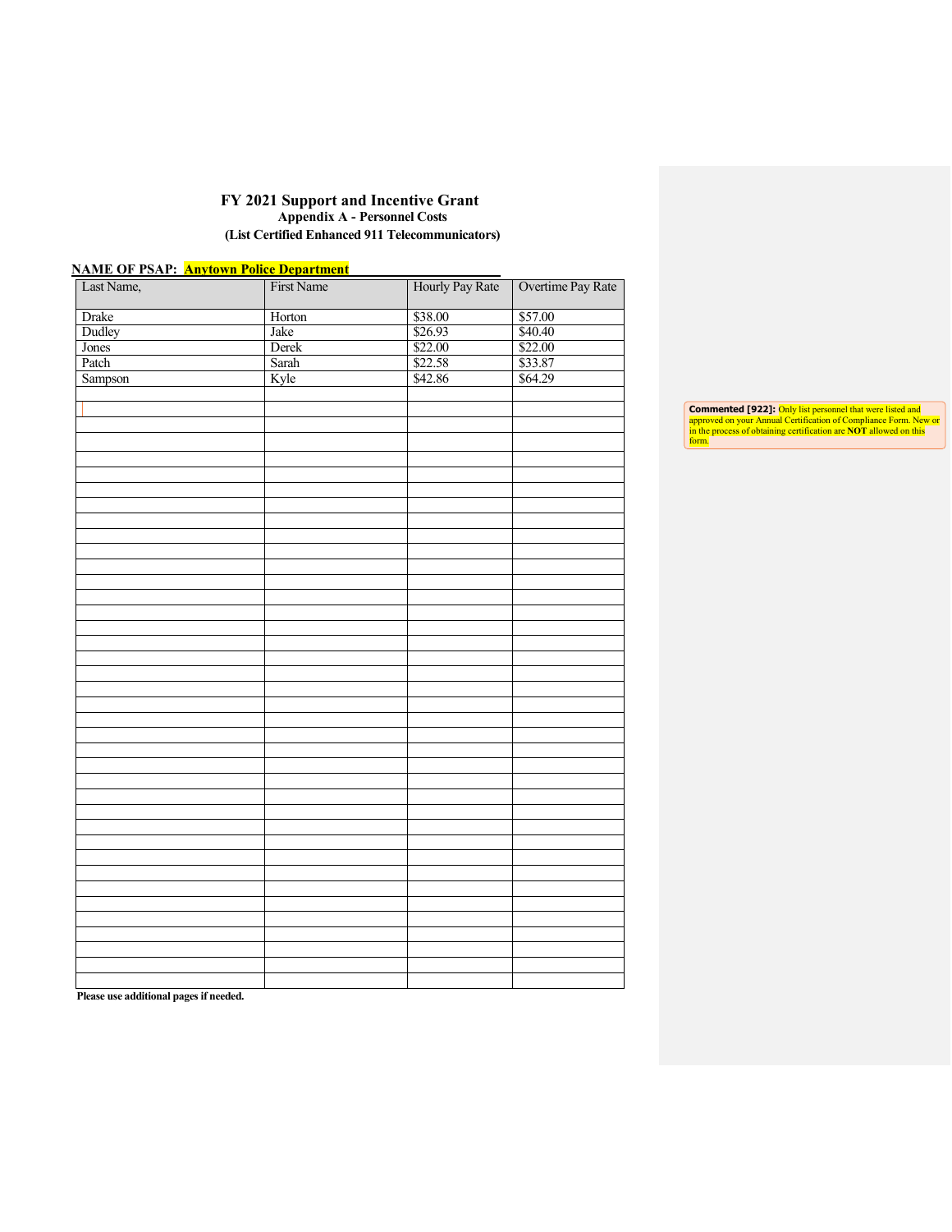## FY 2021 Support and Incentive Grant

### Appendix A - Personnel Costs

### (List Certified Enhanced 911 Telecommunicators)

**NAME OF PSAP:** **Anytown Police Department**

| Last Name, | First Name | Hourly Pay Rate | Overtime Pay Rate |
|---|---|---|---|
| Drake | Horton | $38.00 | $57.00 |
| Dudley | Jake | $26.93 | $40.40 |
| Jones | Derek | $22.00 | $22.00 |
| Patch | Sarah | $22.58 | $33.87 |
| Sampson | Kyle | $42.86 | $64.29 |
| | | | |
| | | | |
| | | | |
| | | | |
| | | | |
| | | | |
| | | | |
| | | | |
| | | | |
| | | | |
| | | | |
| | | | |
| | | | |
| | | | |
| | | | |
| | | | |
| | | | |
| | | | |
| | | | |
| | | | |
| | | | |
| | | | |
| | | | |
| | | | |
| | | | |
| | | | |
| | | | |
| | | | |
| | | | |
| | | | |
| | | | |
| | | | |
| | | | |
| | | | |
| | | | |
| | | | |
| | | | |
| | | | |
| | | | |
| | | | |

**Please use additional pages if needed.**

**Commented [922]:** Only list personnel that were listed and approved on your Annual Certification of Compliance Form. New or in the process of obtaining certification are **NOT** allowed on this form.